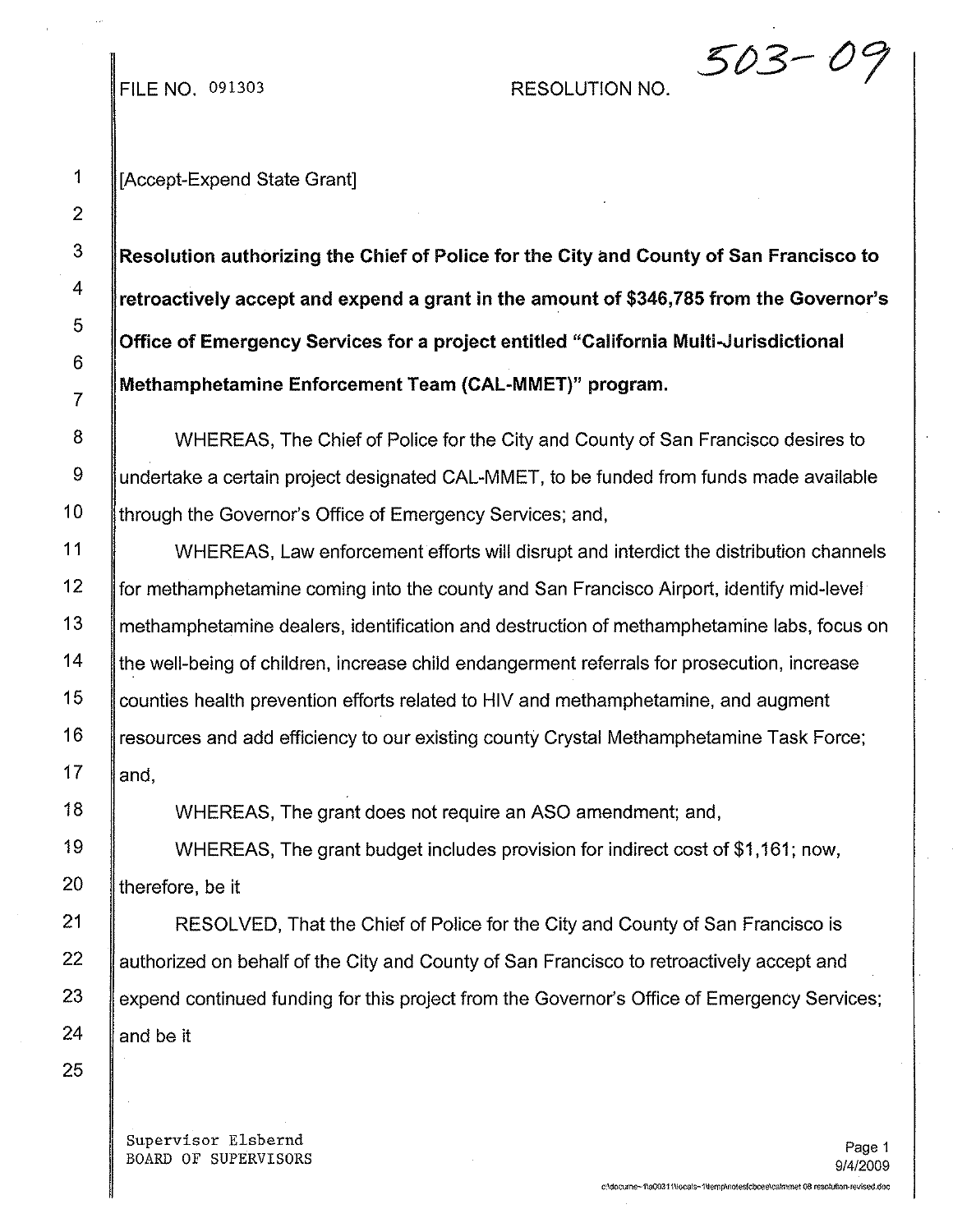FILE NO. 091303 RESOLUTION NO. 503-09

[Accept-Expend State Grant]

**Resolution authorizing the Chief of Police for the City and County of San Francisco to retroactively accept and expend a grant in the amount of $346,785 from the Governor's Office of Emergency Services for a project entitled "California Multi-Jurisdictional Methamphetamine Enforcement Team (CAL-MMET)" program.**

WHEREAS, The Chief of Police for the City and County of San Francisco desires to undertake a certain project designated CAL-MMET, to be funded from funds made available through the Governor's Office of Emergency Services; and,

WHEREAS, Law enforcement efforts will disrupt and interdict the distribution channels for methamphetamine coming into the county and San Francisco Airport, identify mid-level methamphetamine dealers, identification and destruction of methamphetamine labs, focus on the well-being of children, increase child endangerment referrals for prosecution, increase counties health prevention efforts related to HIV and methamphetamine, and augment resources and add efficiency to our existing county Crystal Methamphetamine Task Force; and,

WHEREAS, The grant does not require an ASO amendment; and,

WHEREAS, The grant budget includes provision for indirect cost of $1,161; now, therefore, be it

RESOLVED, That the Chief of Police for the City and County of San Francisco is authorized on behalf of the City and County of San Francisco to retroactively accept and expend continued funding for this project from the Governor's Office of Emergency Services; and be it

Supervisor Elsbernd
BOARD OF SUPERVISORS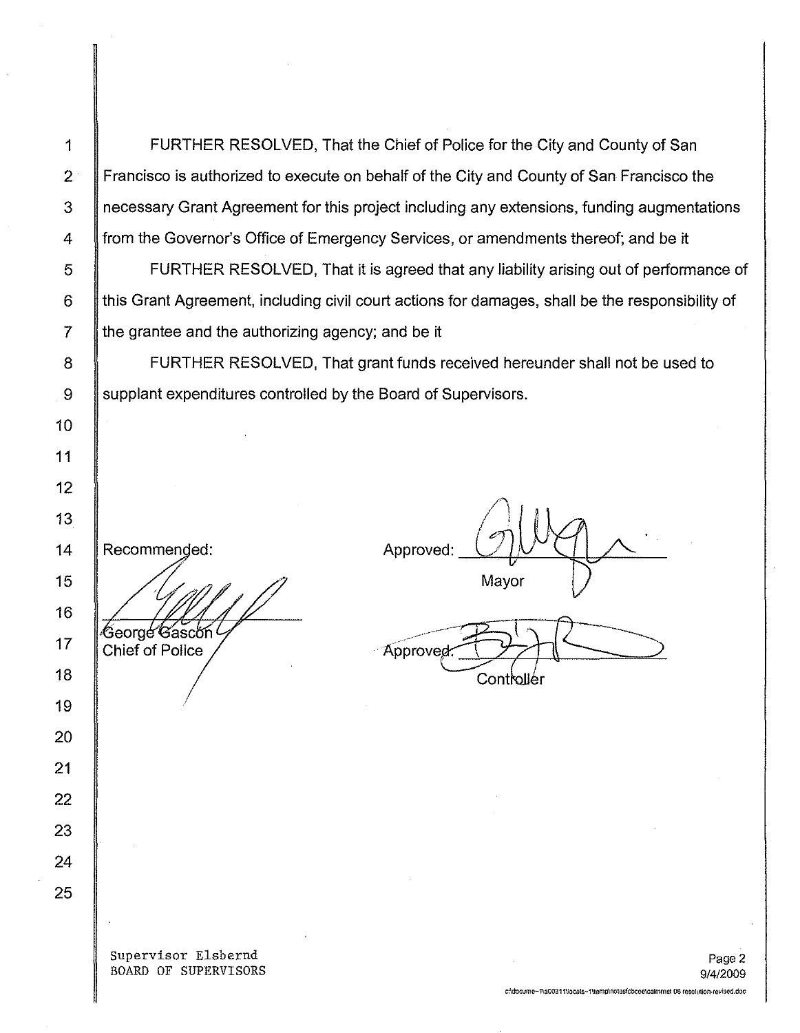FURTHER RESOLVED, That the Chief of Police for the City and County of San Francisco is authorized to execute on behalf of the City and County of San Francisco the necessary Grant Agreement for this project including any extensions, funding augmentations from the Governor's Office of Emergency Services, or amendments thereof; and be it

FURTHER RESOLVED, That it is agreed that any liability arising out of performance of this Grant Agreement, including civil court actions for damages, shall be the responsibility of the grantee and the authorizing agency; and be it

FURTHER RESOLVED, That grant funds received hereunder shall not be used to supplant expenditures controlled by the Board of Supervisors.

Recommended:

George Gascón
Chief of Police

Approved: ______________________
Mayor

Approved: ______________________
Controller

Supervisor Elsbernd
BOARD OF SUPERVISORS

9/4/2009

c:\docume~1\a0311\locals~1\temp\notesfcbcee\calmmet 08 resolution-revised.doc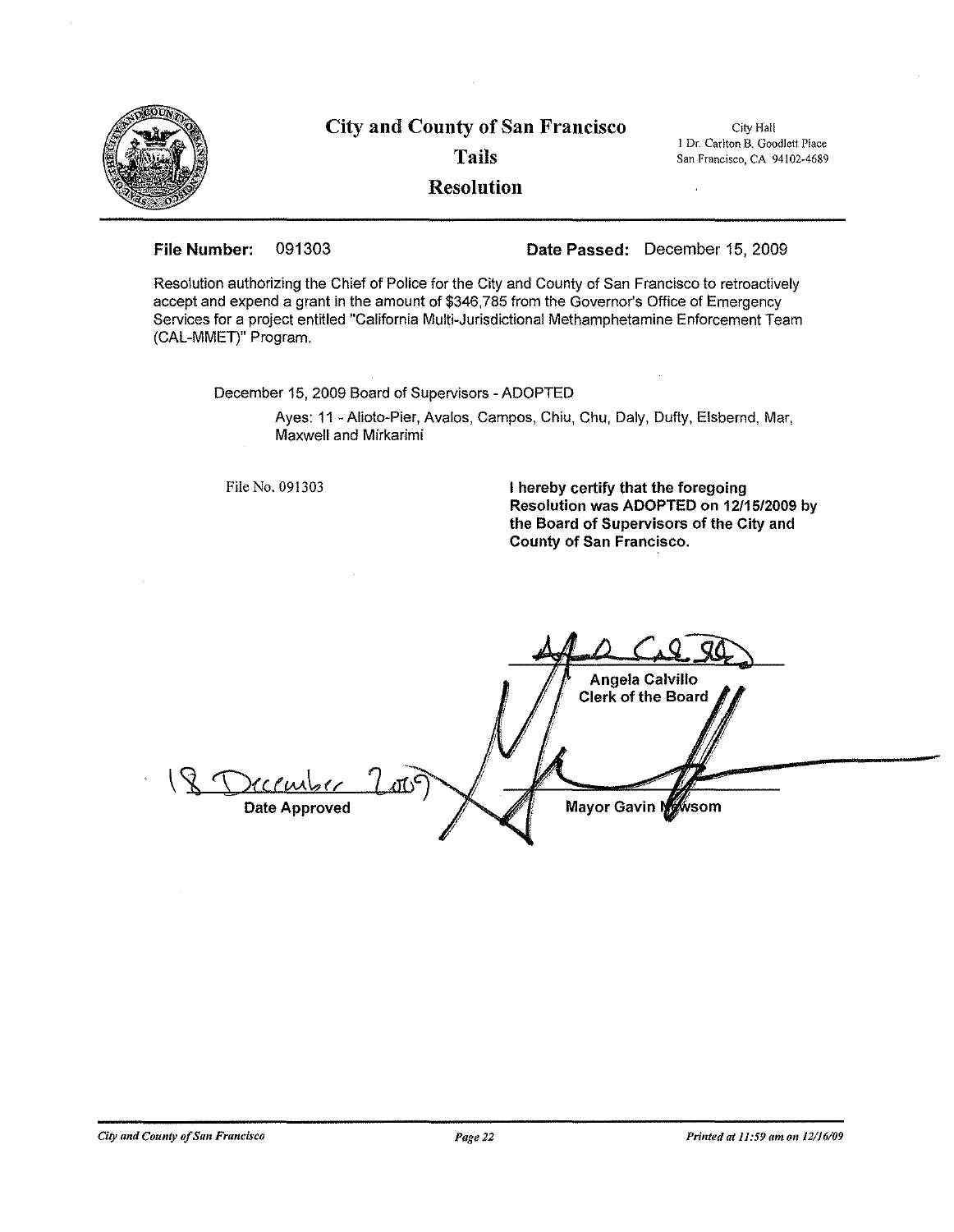# City and County of San Francisco

## Tails

## Resolution

City Hall
1 Dr. Carlton B. Goodlett Place
San Francisco, CA 94102-4689

**File Number:** 091303 **Date Passed:** December 15, 2009

Resolution authorizing the Chief of Police for the City and County of San Francisco to retroactively accept and expend a grant in the amount of $346,785 from the Governor's Office of Emergency Services for a project entitled "California Multi-Jurisdictional Methamphetamine Enforcement Team (CAL-MMET)" Program.

December 15, 2009 Board of Supervisors - ADOPTED

Ayes: 11 - Alioto-Pier, Avalos, Campos, Chiu, Chu, Daly, Dufty, Elsbernd, Mar, Maxwell and Mirkarimi

File No. 091303

**I hereby certify that the foregoing Resolution was ADOPTED on 12/15/2009 by the Board of Supervisors of the City and County of San Francisco.**

**Angela Calvillo**
**Clerk of the Board**

18 December 2009
**Date Approved**

**Mayor Gavin Newsom**